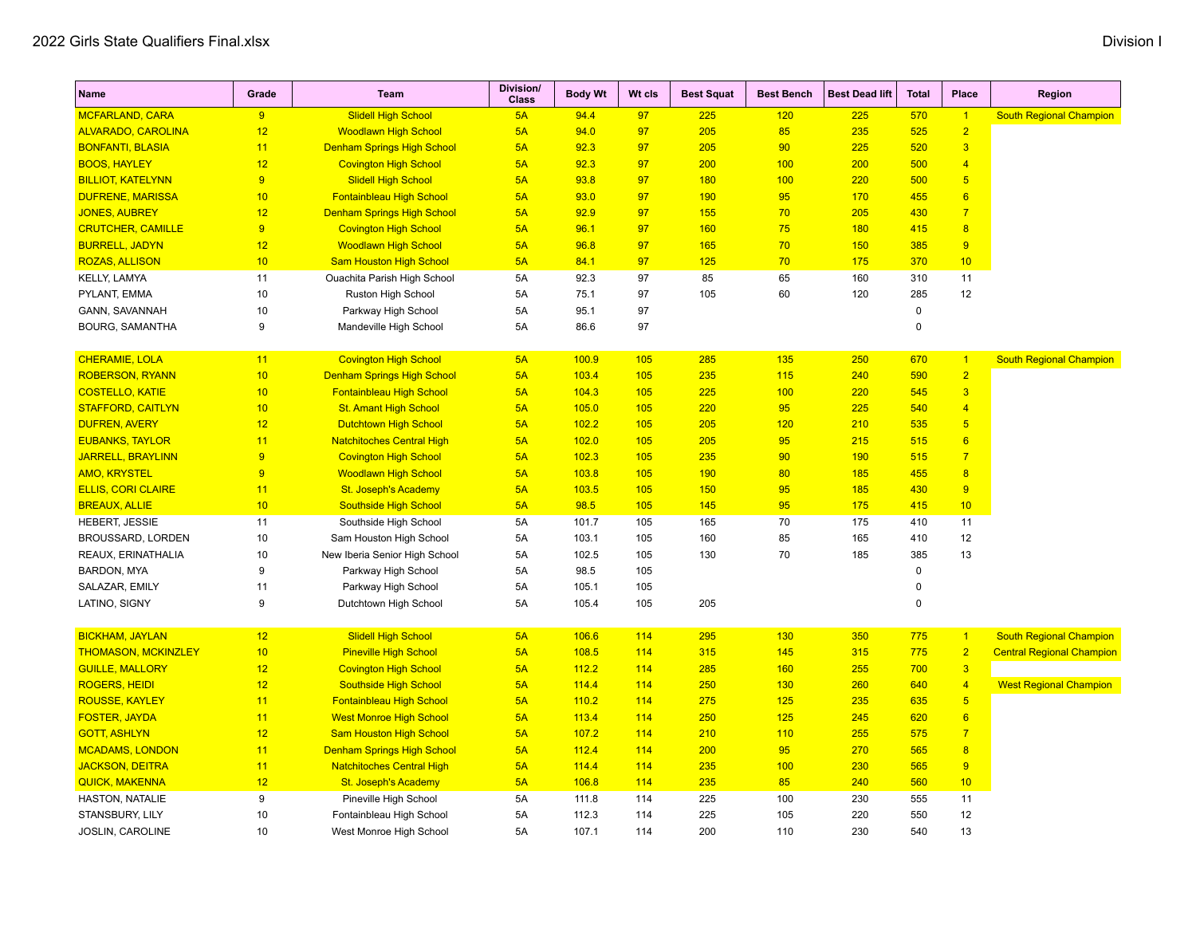2022 Girls State Qualifiers Final.xlsx

Division I

| Name | Grade | Team | Division/ Class | Body Wt | Wt cls | Best Squat | Best Bench | Best Dead lift | Total | Place | Region |
|---|---|---|---|---|---|---|---|---|---|---|---|
| MCFARLAND, CARA | 9 | Slidell High School | 5A | 94.4 | 97 | 225 | 120 | 225 | 570 | 1 | South Regional Champion |
| ALVARADO, CAROLINA | 12 | Woodlawn High School | 5A | 94.0 | 97 | 205 | 85 | 235 | 525 | 2 | |
| BONFANTI, BLASIA | 11 | Denham Springs High School | 5A | 92.3 | 97 | 205 | 90 | 225 | 520 | 3 | |
| BOOS, HAYLEY | 12 | Covington High School | 5A | 92.3 | 97 | 200 | 100 | 200 | 500 | 4 | |
| BILLIOT, KATELYNN | 9 | Slidell High School | 5A | 93.8 | 97 | 180 | 100 | 220 | 500 | 5 | |
| DUFRENE, MARISSA | 10 | Fontainbleau High School | 5A | 93.0 | 97 | 190 | 95 | 170 | 455 | 6 | |
| JONES, AUBREY | 12 | Denham Springs High School | 5A | 92.9 | 97 | 155 | 70 | 205 | 430 | 7 | |
| CRUTCHER, CAMILLE | 9 | Covington High School | 5A | 96.1 | 97 | 160 | 75 | 180 | 415 | 8 | |
| BURRELL, JADYN | 12 | Woodlawn High School | 5A | 96.8 | 97 | 165 | 70 | 150 | 385 | 9 | |
| ROZAS, ALLISON | 10 | Sam Houston High School | 5A | 84.1 | 97 | 125 | 70 | 175 | 370 | 10 | |
| KELLY, LAMYA | 11 | Ouachita Parish High School | 5A | 92.3 | 97 | 85 | 65 | 160 | 310 | 11 | |
| PYLANT, EMMA | 10 | Ruston High School | 5A | 75.1 | 97 | 105 | 60 | 120 | 285 | 12 | |
| GANN, SAVANNAH | 10 | Parkway High School | 5A | 95.1 | 97 | | | | 0 | | |
| BOURG, SAMANTHA | 9 | Mandeville High School | 5A | 86.6 | 97 | | | | 0 | | |
| | | | | | | | | | | | |
| CHERAMIE, LOLA | 11 | Covington High School | 5A | 100.9 | 105 | 285 | 135 | 250 | 670 | 1 | South Regional Champion |
| ROBERSON, RYANN | 10 | Denham Springs High School | 5A | 103.4 | 105 | 235 | 115 | 240 | 590 | 2 | |
| COSTELLO, KATIE | 10 | Fontainbleau High School | 5A | 104.3 | 105 | 225 | 100 | 220 | 545 | 3 | |
| STAFFORD, CAITLYN | 10 | St. Amant High School | 5A | 105.0 | 105 | 220 | 95 | 225 | 540 | 4 | |
| DUFREN, AVERY | 12 | Dutchtown High School | 5A | 102.2 | 105 | 205 | 120 | 210 | 535 | 5 | |
| EUBANKS, TAYLOR | 11 | Natchitoches Central High | 5A | 102.0 | 105 | 205 | 95 | 215 | 515 | 6 | |
| JARRELL, BRAYLINN | 9 | Covington High School | 5A | 102.3 | 105 | 235 | 90 | 190 | 515 | 7 | |
| AMO, KRYSTEL | 9 | Woodlawn High School | 5A | 103.8 | 105 | 190 | 80 | 185 | 455 | 8 | |
| ELLIS, CORI CLAIRE | 11 | St. Joseph's Academy | 5A | 103.5 | 105 | 150 | 95 | 185 | 430 | 9 | |
| BREAUX, ALLIE | 10 | Southside High School | 5A | 98.5 | 105 | 145 | 95 | 175 | 415 | 10 | |
| HEBERT, JESSIE | 11 | Southside High School | 5A | 101.7 | 105 | 165 | 70 | 175 | 410 | 11 | |
| BROUSSARD, LORDEN | 10 | Sam Houston High School | 5A | 103.1 | 105 | 160 | 85 | 165 | 410 | 12 | |
| REAUX, ERINATHALIA | 10 | New Iberia Senior High School | 5A | 102.5 | 105 | 130 | 70 | 185 | 385 | 13 | |
| BARDON, MYA | 9 | Parkway High School | 5A | 98.5 | 105 | | | | 0 | | |
| SALAZAR, EMILY | 11 | Parkway High School | 5A | 105.1 | 105 | | | | 0 | | |
| LATINO, SIGNY | 9 | Dutchtown High School | 5A | 105.4 | 105 | 205 | | | 0 | | |
| | | | | | | | | | | | |
| BICKHAM, JAYLAN | 12 | Slidell High School | 5A | 106.6 | 114 | 295 | 130 | 350 | 775 | 1 | South Regional Champion |
| THOMASON, MCKINZLEY | 10 | Pineville High School | 5A | 108.5 | 114 | 315 | 145 | 315 | 775 | 2 | Central Regional Champion |
| GUILLE, MALLORY | 12 | Covington High School | 5A | 112.2 | 114 | 285 | 160 | 255 | 700 | 3 | |
| ROGERS, HEIDI | 12 | Southside High School | 5A | 114.4 | 114 | 250 | 130 | 260 | 640 | 4 | West Regional Champion |
| ROUSSE, KAYLEY | 11 | Fontainbleau High School | 5A | 110.2 | 114 | 275 | 125 | 235 | 635 | 5 | |
| FOSTER, JAYDA | 11 | West Monroe High School | 5A | 113.4 | 114 | 250 | 125 | 245 | 620 | 6 | |
| GOTT, ASHLYN | 12 | Sam Houston High School | 5A | 107.2 | 114 | 210 | 110 | 255 | 575 | 7 | |
| MCADAMS, LONDON | 11 | Denham Springs High School | 5A | 112.4 | 114 | 200 | 95 | 270 | 565 | 8 | |
| JACKSON, DEITRA | 11 | Natchitoches Central High | 5A | 114.4 | 114 | 235 | 100 | 230 | 565 | 9 | |
| QUICK, MAKENNA | 12 | St. Joseph's Academy | 5A | 106.8 | 114 | 235 | 85 | 240 | 560 | 10 | |
| HASTON, NATALIE | 9 | Pineville High School | 5A | 111.8 | 114 | 225 | 100 | 230 | 555 | 11 | |
| STANSBURY, LILY | 10 | Fontainbleau High School | 5A | 112.3 | 114 | 225 | 105 | 220 | 550 | 12 | |
| JOSLIN, CAROLINE | 10 | West Monroe High School | 5A | 107.1 | 114 | 200 | 110 | 230 | 540 | 13 | |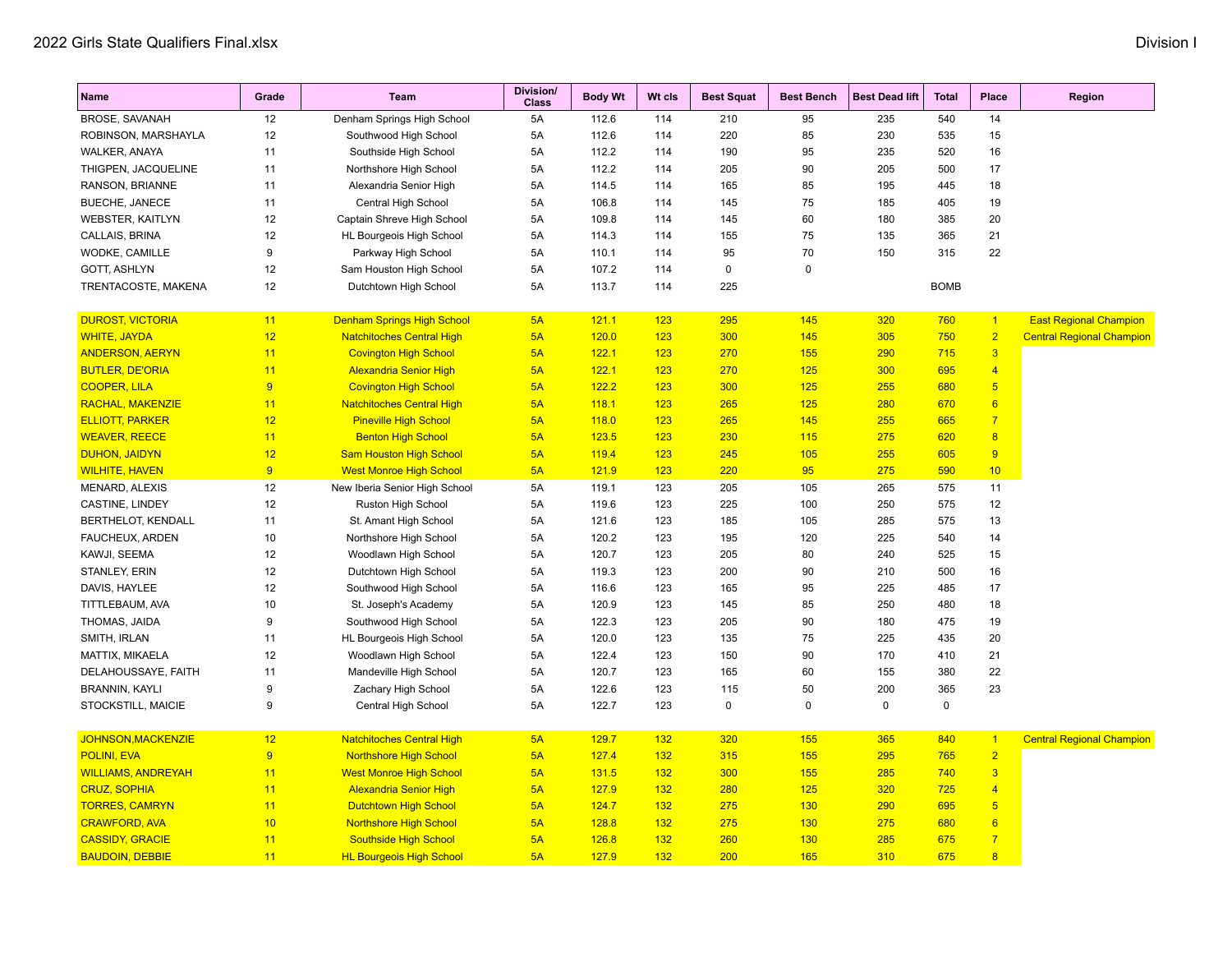2022 Girls State Qualifiers Final.xlsx

Division I

| Name | Grade | Team | Division/ Class | Body Wt | Wt cls | Best Squat | Best Bench | Best Dead lift | Total | Place | Region |
|---|---|---|---|---|---|---|---|---|---|---|---|
| BROSE, SAVANAH | 12 | Denham Springs High School | 5A | 112.6 | 114 | 210 | 95 | 235 | 540 | 14 | |
| ROBINSON, MARSHAYLA | 12 | Southwood High School | 5A | 112.6 | 114 | 220 | 85 | 230 | 535 | 15 | |
| WALKER, ANAYA | 11 | Southside High School | 5A | 112.2 | 114 | 190 | 95 | 235 | 520 | 16 | |
| THIGPEN, JACQUELINE | 11 | Northshore High School | 5A | 112.2 | 114 | 205 | 90 | 205 | 500 | 17 | |
| RANSON, BRIANNE | 11 | Alexandria Senior High | 5A | 114.5 | 114 | 165 | 85 | 195 | 445 | 18 | |
| BUECHE, JANECE | 11 | Central High School | 5A | 106.8 | 114 | 145 | 75 | 185 | 405 | 19 | |
| WEBSTER, KAITLYN | 12 | Captain Shreve High School | 5A | 109.8 | 114 | 145 | 60 | 180 | 385 | 20 | |
| CALLAIS, BRINA | 12 | HL Bourgeois High School | 5A | 114.3 | 114 | 155 | 75 | 135 | 365 | 21 | |
| WODKE, CAMILLE | 9 | Parkway High School | 5A | 110.1 | 114 | 95 | 70 | 150 | 315 | 22 | |
| GOTT, ASHLYN | 12 | Sam Houston High School | 5A | 107.2 | 114 | 0 | 0 | | | | |
| TRENTACOSTE, MAKENA | 12 | Dutchtown High School | 5A | 113.7 | 114 | 225 | | | BOMB | | |
| | | | | | | | | | | | |
| DUROST, VICTORIA | 11 | Denham Springs High School | 5A | 121.1 | 123 | 295 | 145 | 320 | 760 | 1 | East Regional Champion |
| WHITE, JAYDA | 12 | Natchitoches Central High | 5A | 120.0 | 123 | 300 | 145 | 305 | 750 | 2 | Central Regional Champion |
| ANDERSON, AERYN | 11 | Covington High School | 5A | 122.1 | 123 | 270 | 155 | 290 | 715 | 3 | |
| BUTLER, DE'ORIA | 11 | Alexandria Senior High | 5A | 122.1 | 123 | 270 | 125 | 300 | 695 | 4 | |
| COOPER, LILA | 9 | Covington High School | 5A | 122.2 | 123 | 300 | 125 | 255 | 680 | 5 | |
| RACHAL, MAKENZIE | 11 | Natchitoches Central High | 5A | 118.1 | 123 | 265 | 125 | 280 | 670 | 6 | |
| ELLIOTT, PARKER | 12 | Pineville High School | 5A | 118.0 | 123 | 265 | 145 | 255 | 665 | 7 | |
| WEAVER, REECE | 11 | Benton High School | 5A | 123.5 | 123 | 230 | 115 | 275 | 620 | 8 | |
| DUHON, JAIDYN | 12 | Sam Houston High School | 5A | 119.4 | 123 | 245 | 105 | 255 | 605 | 9 | |
| WILHITE, HAVEN | 9 | West Monroe High School | 5A | 121.9 | 123 | 220 | 95 | 275 | 590 | 10 | |
| MENARD, ALEXIS | 12 | New Iberia Senior High School | 5A | 119.1 | 123 | 205 | 105 | 265 | 575 | 11 | |
| CASTINE, LINDEY | 12 | Ruston High School | 5A | 119.6 | 123 | 225 | 100 | 250 | 575 | 12 | |
| BERTHELOT, KENDALL | 11 | St. Amant High School | 5A | 121.6 | 123 | 185 | 105 | 285 | 575 | 13 | |
| FAUCHEUX, ARDEN | 10 | Northshore High School | 5A | 120.2 | 123 | 195 | 120 | 225 | 540 | 14 | |
| KAWJI, SEEMA | 12 | Woodlawn High School | 5A | 120.7 | 123 | 205 | 80 | 240 | 525 | 15 | |
| STANLEY, ERIN | 12 | Dutchtown High School | 5A | 119.3 | 123 | 200 | 90 | 210 | 500 | 16 | |
| DAVIS, HAYLEE | 12 | Southwood High School | 5A | 116.6 | 123 | 165 | 95 | 225 | 485 | 17 | |
| TITTLEBAUM, AVA | 10 | St. Joseph's Academy | 5A | 120.9 | 123 | 145 | 85 | 250 | 480 | 18 | |
| THOMAS, JAIDA | 9 | Southwood High School | 5A | 122.3 | 123 | 205 | 90 | 180 | 475 | 19 | |
| SMITH, IRLAN | 11 | HL Bourgeois High School | 5A | 120.0 | 123 | 135 | 75 | 225 | 435 | 20 | |
| MATTIX, MIKAELA | 12 | Woodlawn High School | 5A | 122.4 | 123 | 150 | 90 | 170 | 410 | 21 | |
| DELAHOUSSAYE, FAITH | 11 | Mandeville High School | 5A | 120.7 | 123 | 165 | 60 | 155 | 380 | 22 | |
| BRANNIN, KAYLI | 9 | Zachary High School | 5A | 122.6 | 123 | 115 | 50 | 200 | 365 | 23 | |
| STOCKSTILL, MAICIE | 9 | Central High School | 5A | 122.7 | 123 | 0 | 0 | 0 | 0 | | |
| | | | | | | | | | | | |
| JOHNSON,MACKENZIE | 12 | Natchitoches Central High | 5A | 129.7 | 132 | 320 | 155 | 365 | 840 | 1 | Central Regional Champion |
| POLINI, EVA | 9 | Northshore High School | 5A | 127.4 | 132 | 315 | 155 | 295 | 765 | 2 | |
| WILLIAMS, ANDREYAH | 11 | West Monroe High School | 5A | 131.5 | 132 | 300 | 155 | 285 | 740 | 3 | |
| CRUZ, SOPHIA | 11 | Alexandria Senior High | 5A | 127.9 | 132 | 280 | 125 | 320 | 725 | 4 | |
| TORRES, CAMRYN | 11 | Dutchtown High School | 5A | 124.7 | 132 | 275 | 130 | 290 | 695 | 5 | |
| CRAWFORD, AVA | 10 | Northshore High School | 5A | 128.8 | 132 | 275 | 130 | 275 | 680 | 6 | |
| CASSIDY, GRACIE | 11 | Southside High School | 5A | 126.8 | 132 | 260 | 130 | 285 | 675 | 7 | |
| BAUDOIN, DEBBIE | 11 | HL Bourgeois High School | 5A | 127.9 | 132 | 200 | 165 | 310 | 675 | 8 | |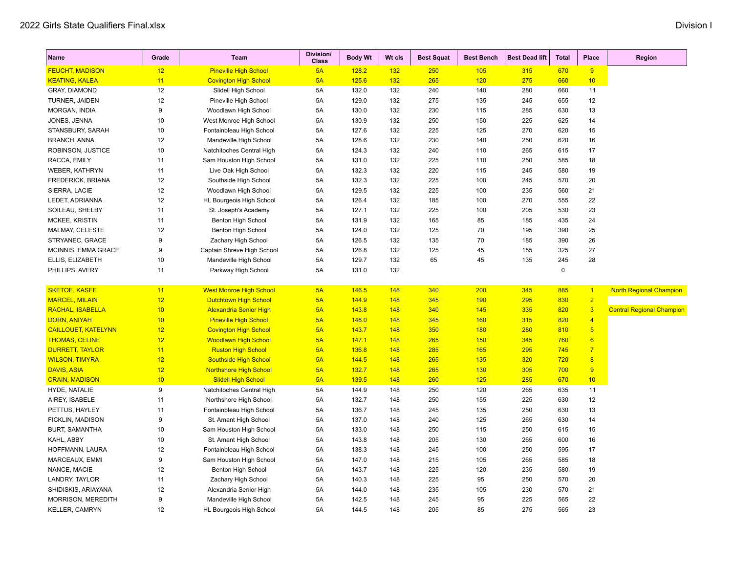| Name | Grade | Team | Division/ Class | Body Wt | Wt cls | Best Squat | Best Bench | Best Dead lift | Total | Place | Region |
|---|---|---|---|---|---|---|---|---|---|---|---|
| FEUCHT, MADISON | 12 | Pineville High School | 5A | 128.2 | 132 | 250 | 105 | 315 | 670 | 9 | |
| KEATING, KALEA | 11 | Covington High School | 5A | 125.6 | 132 | 265 | 120 | 275 | 660 | 10 | |
| GRAY, DIAMOND | 12 | Slidell High School | 5A | 132.0 | 132 | 240 | 140 | 280 | 660 | 11 | |
| TURNER, JAIDEN | 12 | Pineville High School | 5A | 129.0 | 132 | 275 | 135 | 245 | 655 | 12 | |
| MORGAN, INDIA | 9 | Woodlawn High School | 5A | 130.0 | 132 | 230 | 115 | 285 | 630 | 13 | |
| JONES, JENNA | 10 | West Monroe High School | 5A | 130.9 | 132 | 250 | 150 | 225 | 625 | 14 | |
| STANSBURY, SARAH | 10 | Fontainbleau High School | 5A | 127.6 | 132 | 225 | 125 | 270 | 620 | 15 | |
| BRANCH, ANNA | 12 | Mandeville High School | 5A | 128.6 | 132 | 230 | 140 | 250 | 620 | 16 | |
| ROBINSON, JUSTICE | 10 | Natchitoches Central High | 5A | 124.3 | 132 | 240 | 110 | 265 | 615 | 17 | |
| RACCA, EMILY | 11 | Sam Houston High School | 5A | 131.0 | 132 | 225 | 110 | 250 | 585 | 18 | |
| WEBER, KATHRYN | 11 | Live Oak High School | 5A | 132.3 | 132 | 220 | 115 | 245 | 580 | 19 | |
| FREDERICK, BRIANA | 12 | Southside High School | 5A | 132.3 | 132 | 225 | 100 | 245 | 570 | 20 | |
| SIERRA, LACIE | 12 | Woodlawn High School | 5A | 129.5 | 132 | 225 | 100 | 235 | 560 | 21 | |
| LEDET, ADRIANNA | 12 | HL Bourgeois High School | 5A | 126.4 | 132 | 185 | 100 | 270 | 555 | 22 | |
| SOILEAU, SHELBY | 11 | St. Joseph's Academy | 5A | 127.1 | 132 | 225 | 100 | 205 | 530 | 23 | |
| MCKEE, KRISTIN | 11 | Benton High School | 5A | 131.9 | 132 | 165 | 85 | 185 | 435 | 24 | |
| MALMAY, CELESTE | 12 | Benton High School | 5A | 124.0 | 132 | 125 | 70 | 195 | 390 | 25 | |
| STRYANEC, GRACE | 9 | Zachary High School | 5A | 126.5 | 132 | 135 | 70 | 185 | 390 | 26 | |
| MCINNIS, EMMA GRACE | 9 | Captain Shreve High School | 5A | 126.8 | 132 | 125 | 45 | 155 | 325 | 27 | |
| ELLIS, ELIZABETH | 10 | Mandeville High School | 5A | 129.7 | 132 | 65 | 45 | 135 | 245 | 28 | |
| PHILLIPS, AVERY | 11 | Parkway High School | 5A | 131.0 | 132 | | | | 0 | | |
| | | | | | | | | | | | |
| SKETOE, KASEE | 11 | West Monroe High School | 5A | 146.5 | 148 | 340 | 200 | 345 | 885 | 1 | North Regional Champion |
| MARCEL, MILAIN | 12 | Dutchtown High School | 5A | 144.9 | 148 | 345 | 190 | 295 | 830 | 2 | |
| RACHAL, ISABELLA | 10 | Alexandria Senior High | 5A | 143.8 | 148 | 340 | 145 | 335 | 820 | 3 | Central Regional Champion |
| DORN, ANIYAH | 10 | Pineville High School | 5A | 148.0 | 148 | 345 | 160 | 315 | 820 | 4 | |
| CAILLOUET, KATELYNN | 12 | Covington High School | 5A | 143.7 | 148 | 350 | 180 | 280 | 810 | 5 | |
| THOMAS, CELINE | 12 | Woodlawn High School | 5A | 147.1 | 148 | 265 | 150 | 345 | 760 | 6 | |
| DURRETT, TAYLOR | 11 | Ruston High School | 5A | 136.8 | 148 | 285 | 165 | 295 | 745 | 7 | |
| WILSON, TIMYRA | 12 | Southside High School | 5A | 144.5 | 148 | 265 | 135 | 320 | 720 | 8 | |
| DAVIS, ASIA | 12 | Northshore High School | 5A | 132.7 | 148 | 265 | 130 | 305 | 700 | 9 | |
| CRAIN, MADISON | 10 | Slidell High School | 5A | 139.5 | 148 | 260 | 125 | 285 | 670 | 10 | |
| HYDE, NATALIE | 9 | Natchitoches Central High | 5A | 144.9 | 148 | 250 | 120 | 265 | 635 | 11 | |
| AIREY, ISABELE | 11 | Northshore High School | 5A | 132.7 | 148 | 250 | 155 | 225 | 630 | 12 | |
| PETTUS, HAYLEY | 11 | Fontainbleau High School | 5A | 136.7 | 148 | 245 | 135 | 250 | 630 | 13 | |
| FICKLIN, MADISON | 9 | St. Amant High School | 5A | 137.0 | 148 | 240 | 125 | 265 | 630 | 14 | |
| BURT, SAMANTHA | 10 | Sam Houston High School | 5A | 133.0 | 148 | 250 | 115 | 250 | 615 | 15 | |
| KAHL, ABBY | 10 | St. Amant High School | 5A | 143.8 | 148 | 205 | 130 | 265 | 600 | 16 | |
| HOFFMANN, LAURA | 12 | Fontainbleau High School | 5A | 138.3 | 148 | 245 | 100 | 250 | 595 | 17 | |
| MARCEAUX, EMMI | 9 | Sam Houston High School | 5A | 147.0 | 148 | 215 | 105 | 265 | 585 | 18 | |
| NANCE, MACIE | 12 | Benton High School | 5A | 143.7 | 148 | 225 | 120 | 235 | 580 | 19 | |
| LANDRY, TAYLOR | 11 | Zachary High School | 5A | 140.3 | 148 | 225 | 95 | 250 | 570 | 20 | |
| SHIDISKIS, ARIAYANA | 12 | Alexandria Senior High | 5A | 144.0 | 148 | 235 | 105 | 230 | 570 | 21 | |
| MORRISON, MEREDITH | 9 | Mandeville High School | 5A | 142.5 | 148 | 245 | 95 | 225 | 565 | 22 | |
| KELLER, CAMRYN | 12 | HL Bourgeois High School | 5A | 144.5 | 148 | 205 | 85 | 275 | 565 | 23 | |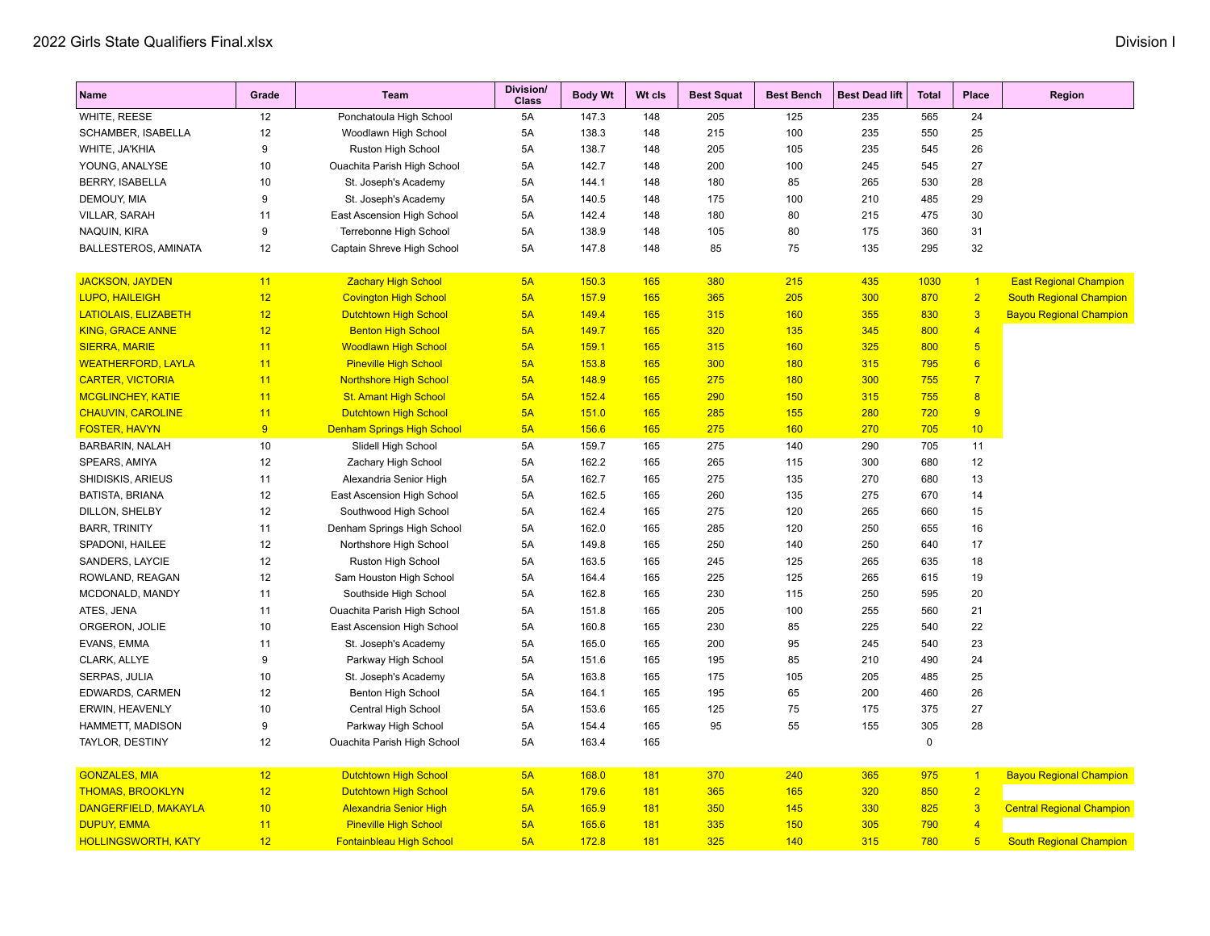| Name | Grade | Team | Division/ Class | Body Wt | Wt cls | Best Squat | Best Bench | Best Dead lift | Total | Place | Region |
|---|---|---|---|---|---|---|---|---|---|---|---|
| WHITE, REESE | 12 | Ponchatoula High School | 5A | 147.3 | 148 | 205 | 125 | 235 | 565 | 24 | |
| SCHAMBER, ISABELLA | 12 | Woodlawn High School | 5A | 138.3 | 148 | 215 | 100 | 235 | 550 | 25 | |
| WHITE, JA'KHIA | 9 | Ruston High School | 5A | 138.7 | 148 | 205 | 105 | 235 | 545 | 26 | |
| YOUNG, ANALYSE | 10 | Ouachita Parish High School | 5A | 142.7 | 148 | 200 | 100 | 245 | 545 | 27 | |
| BERRY, ISABELLA | 10 | St. Joseph's Academy | 5A | 144.1 | 148 | 180 | 85 | 265 | 530 | 28 | |
| DEMOUY, MIA | 9 | St. Joseph's Academy | 5A | 140.5 | 148 | 175 | 100 | 210 | 485 | 29 | |
| VILLAR, SARAH | 11 | East Ascension High School | 5A | 142.4 | 148 | 180 | 80 | 215 | 475 | 30 | |
| NAQUIN, KIRA | 9 | Terrebonne High School | 5A | 138.9 | 148 | 105 | 80 | 175 | 360 | 31 | |
| BALLESTEROS, AMINATA | 12 | Captain Shreve High School | 5A | 147.8 | 148 | 85 | 75 | 135 | 295 | 32 | |
| | | | | | | | | | | | |
| JACKSON, JAYDEN | 11 | Zachary High School | 5A | 150.3 | 165 | 380 | 215 | 435 | 1030 | 1 | East Regional Champion |
| LUPO, HAILEIGH | 12 | Covington High School | 5A | 157.9 | 165 | 365 | 205 | 300 | 870 | 2 | South Regional Champion |
| LATIOLAIS, ELIZABETH | 12 | Dutchtown High School | 5A | 149.4 | 165 | 315 | 160 | 355 | 830 | 3 | Bayou Regional Champion |
| KING, GRACE ANNE | 12 | Benton High School | 5A | 149.7 | 165 | 320 | 135 | 345 | 800 | 4 | |
| SIERRA, MARIE | 11 | Woodlawn High School | 5A | 159.1 | 165 | 315 | 160 | 325 | 800 | 5 | |
| WEATHERFORD, LAYLA | 11 | Pineville High School | 5A | 153.8 | 165 | 300 | 180 | 315 | 795 | 6 | |
| CARTER, VICTORIA | 11 | Northshore High School | 5A | 148.9 | 165 | 275 | 180 | 300 | 755 | 7 | |
| MCGLINCHEY, KATIE | 11 | St. Amant High School | 5A | 152.4 | 165 | 290 | 150 | 315 | 755 | 8 | |
| CHAUVIN, CAROLINE | 11 | Dutchtown High School | 5A | 151.0 | 165 | 285 | 155 | 280 | 720 | 9 | |
| FOSTER, HAVYN | 9 | Denham Springs High School | 5A | 156.6 | 165 | 275 | 160 | 270 | 705 | 10 | |
| BARBARIN, NALAH | 10 | Slidell High School | 5A | 159.7 | 165 | 275 | 140 | 290 | 705 | 11 | |
| SPEARS, AMIYA | 12 | Zachary High School | 5A | 162.2 | 165 | 265 | 115 | 300 | 680 | 12 | |
| SHIDISKIS, ARIEUS | 11 | Alexandria Senior High | 5A | 162.7 | 165 | 275 | 135 | 270 | 680 | 13 | |
| BATISTA, BRIANA | 12 | East Ascension High School | 5A | 162.5 | 165 | 260 | 135 | 275 | 670 | 14 | |
| DILLON, SHELBY | 12 | Southwood High School | 5A | 162.4 | 165 | 275 | 120 | 265 | 660 | 15 | |
| BARR, TRINITY | 11 | Denham Springs High School | 5A | 162.0 | 165 | 285 | 120 | 250 | 655 | 16 | |
| SPADONI, HAILEE | 12 | Northshore High School | 5A | 149.8 | 165 | 250 | 140 | 250 | 640 | 17 | |
| SANDERS, LAYCIE | 12 | Ruston High School | 5A | 163.5 | 165 | 245 | 125 | 265 | 635 | 18 | |
| ROWLAND, REAGAN | 12 | Sam Houston High School | 5A | 164.4 | 165 | 225 | 125 | 265 | 615 | 19 | |
| MCDONALD, MANDY | 11 | Southside High School | 5A | 162.8 | 165 | 230 | 115 | 250 | 595 | 20 | |
| ATES, JENA | 11 | Ouachita Parish High School | 5A | 151.8 | 165 | 205 | 100 | 255 | 560 | 21 | |
| ORGERON, JOLIE | 10 | East Ascension High School | 5A | 160.8 | 165 | 230 | 85 | 225 | 540 | 22 | |
| EVANS, EMMA | 11 | St. Joseph's Academy | 5A | 165.0 | 165 | 200 | 95 | 245 | 540 | 23 | |
| CLARK, ALLYE | 9 | Parkway High School | 5A | 151.6 | 165 | 195 | 85 | 210 | 490 | 24 | |
| SERPAS, JULIA | 10 | St. Joseph's Academy | 5A | 163.8 | 165 | 175 | 105 | 205 | 485 | 25 | |
| EDWARDS, CARMEN | 12 | Benton High School | 5A | 164.1 | 165 | 195 | 65 | 200 | 460 | 26 | |
| ERWIN, HEAVENLY | 10 | Central High School | 5A | 153.6 | 165 | 125 | 75 | 175 | 375 | 27 | |
| HAMMETT, MADISON | 9 | Parkway High School | 5A | 154.4 | 165 | 95 | 55 | 155 | 305 | 28 | |
| TAYLOR, DESTINY | 12 | Ouachita Parish High School | 5A | 163.4 | 165 | | | | 0 | | |
| | | | | | | | | | | | |
| GONZALES, MIA | 12 | Dutchtown High School | 5A | 168.0 | 181 | 370 | 240 | 365 | 975 | 1 | Bayou Regional Champion |
| THOMAS, BROOKLYN | 12 | Dutchtown High School | 5A | 179.6 | 181 | 365 | 165 | 320 | 850 | 2 | |
| DANGERFIELD, MAKAYLA | 10 | Alexandria Senior High | 5A | 165.9 | 181 | 350 | 145 | 330 | 825 | 3 | Central Regional Champion |
| DUPUY, EMMA | 11 | Pineville High School | 5A | 165.6 | 181 | 335 | 150 | 305 | 790 | 4 | |
| HOLLINGSWORTH, KATY | 12 | Fontainbleau High School | 5A | 172.8 | 181 | 325 | 140 | 315 | 780 | 5 | South Regional Champion |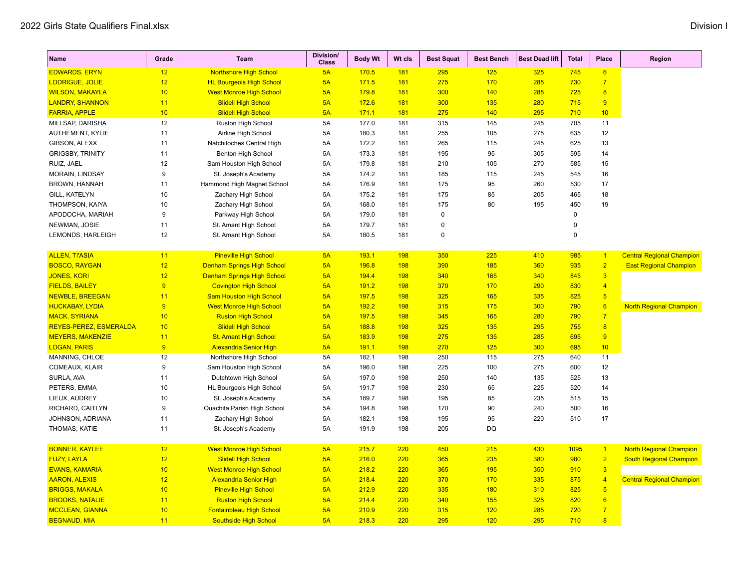2022 Girls State Qualifiers Final.xlsx

Division I

| Name | Grade | Team | Division/ Class | Body Wt | Wt cls | Best Squat | Best Bench | Best Dead lift | Total | Place | Region |
|---|---|---|---|---|---|---|---|---|---|---|---|
| EDWARDS, ERYN | 12 | Northshore High School | 5A | 170.5 | 181 | 295 | 125 | 325 | 745 | 6 | |
| LODRIGUE, JOLIE | 12 | HL Bourgeois High School | 5A | 171.5 | 181 | 275 | 170 | 285 | 730 | 7 | |
| WILSON, MAKAYLA | 10 | West Monroe High School | 5A | 179.8 | 181 | 300 | 140 | 285 | 725 | 8 | |
| LANDRY, SHANNON | 11 | Slidell High School | 5A | 172.6 | 181 | 300 | 135 | 280 | 715 | 9 | |
| FARRIA, APPLE | 10 | Slidell High School | 5A | 171.1 | 181 | 275 | 140 | 295 | 710 | 10 | |
| MILLSAP, DARISHA | 12 | Ruston High School | 5A | 177.0 | 181 | 315 | 145 | 245 | 705 | 11 | |
| AUTHEMENT, KYLIE | 11 | Airline High School | 5A | 180.3 | 181 | 255 | 105 | 275 | 635 | 12 | |
| GIBSON, ALEXX | 11 | Natchitoches Central High | 5A | 172.2 | 181 | 265 | 115 | 245 | 625 | 13 | |
| GRIGSBY, TRINITY | 11 | Benton High School | 5A | 173.3 | 181 | 195 | 95 | 305 | 595 | 14 | |
| RUIZ, JAEL | 12 | Sam Houston High School | 5A | 179.8 | 181 | 210 | 105 | 270 | 585 | 15 | |
| MORAIN, LINDSAY | 9 | St. Joseph's Academy | 5A | 174.2 | 181 | 185 | 115 | 245 | 545 | 16 | |
| BROWN, HANNAH | 11 | Hammond High Magnet School | 5A | 176.9 | 181 | 175 | 95 | 260 | 530 | 17 | |
| GILL, KATELYN | 10 | Zachary High School | 5A | 175.2 | 181 | 175 | 85 | 205 | 465 | 18 | |
| THOMPSON, KAIYA | 10 | Zachary High School | 5A | 168.0 | 181 | 175 | 80 | 195 | 450 | 19 | |
| APODOCHA, MARIAH | 9 | Parkway High School | 5A | 179.0 | 181 | 0 | | | 0 | | |
| NEWMAN, JOSIE | 11 | St. Amant High School | 5A | 179.7 | 181 | 0 | | | 0 | | |
| LEMONDS, HARLEIGH | 12 | St. Amant High School | 5A | 180.5 | 181 | 0 | | | 0 | | |
| | | | | | | | | | | | |
| ALLEN, TI'ASIA | 11 | Pineville High School | 5A | 193.1 | 198 | 350 | 225 | 410 | 985 | 1 | Central Regional Champion |
| BOSCO, RAYGAN | 12 | Denham Springs High School | 5A | 196.8 | 198 | 390 | 185 | 360 | 935 | 2 | East Regional Champion |
| JONES, KORI | 12 | Denham Springs High School | 5A | 194.4 | 198 | 340 | 165 | 340 | 845 | 3 | |
| FIELDS, BAILEY | 9 | Covington High School | 5A | 191.2 | 198 | 370 | 170 | 290 | 830 | 4 | |
| NEWBLE, BREEGAN | 11 | Sam Houston High School | 5A | 197.5 | 198 | 325 | 165 | 335 | 825 | 5 | |
| HUCKABAY, LYDIA | 9 | West Monroe High School | 5A | 192.2 | 198 | 315 | 175 | 300 | 790 | 6 | North Regional Champion |
| MACK, SYRIANA | 10 | Ruston High School | 5A | 197.5 | 198 | 345 | 165 | 280 | 790 | 7 | |
| REYES-PEREZ, ESMERALDA | 10 | Slidell High School | 5A | 188.8 | 198 | 325 | 135 | 295 | 755 | 8 | |
| MEYERS, MAKENZIE | 11 | St. Amant High School | 5A | 183.9 | 198 | 275 | 135 | 285 | 695 | 9 | |
| LOGAN, PARIS | 9 | Alexandria Senior High | 5A | 191.1 | 198 | 270 | 125 | 300 | 695 | 10 | |
| MANNING, CHLOE | 12 | Northshore High School | 5A | 182.1 | 198 | 250 | 115 | 275 | 640 | 11 | |
| COMEAUX, KLAIR | 9 | Sam Houston High School | 5A | 196.0 | 198 | 225 | 100 | 275 | 600 | 12 | |
| SURLA, AVA | 11 | Dutchtown High School | 5A | 197.0 | 198 | 250 | 140 | 135 | 525 | 13 | |
| PETERS, EMMA | 10 | HL Bourgeois High School | 5A | 191.7 | 198 | 230 | 65 | 225 | 520 | 14 | |
| LIEUX, AUDREY | 10 | St. Joseph's Academy | 5A | 189.7 | 198 | 195 | 85 | 235 | 515 | 15 | |
| RICHARD, CAITLYN | 9 | Ouachita Parish High School | 5A | 194.8 | 198 | 170 | 90 | 240 | 500 | 16 | |
| JOHNSON, ADRIANA | 11 | Zachary High School | 5A | 182.1 | 198 | 195 | 95 | 220 | 510 | 17 | |
| THOMAS, KATIE | 11 | St. Joseph's Academy | 5A | 191.9 | 198 | 205 | DQ | | | | |
| | | | | | | | | | | | |
| BONNER, KAYLEE | 12 | West Monroe High School | 5A | 215.7 | 220 | 450 | 215 | 430 | 1095 | 1 | North Regional Champion |
| FUZY, LAYLA | 12 | Slidell High School | 5A | 216.0 | 220 | 365 | 235 | 380 | 980 | 2 | South Regional Champion |
| EVANS, KAMARIA | 10 | West Monroe High School | 5A | 218.2 | 220 | 365 | 195 | 350 | 910 | 3 | |
| AARON, ALEXIS | 12 | Alexandria Senior High | 5A | 218.4 | 220 | 370 | 170 | 335 | 875 | 4 | Central Regional Champion |
| BRIGGS, MAKALA | 10 | Pineville High School | 5A | 212.9 | 220 | 335 | 180 | 310 | 825 | 5 | |
| BROOKS, NATALIE | 11 | Ruston High School | 5A | 214.4 | 220 | 340 | 155 | 325 | 820 | 6 | |
| MCCLEAN, GIANNA | 10 | Fontainbleau High School | 5A | 210.9 | 220 | 315 | 120 | 285 | 720 | 7 | |
| BEGNAUD, MIA | 11 | Southside High School | 5A | 218.3 | 220 | 295 | 120 | 295 | 710 | 8 | |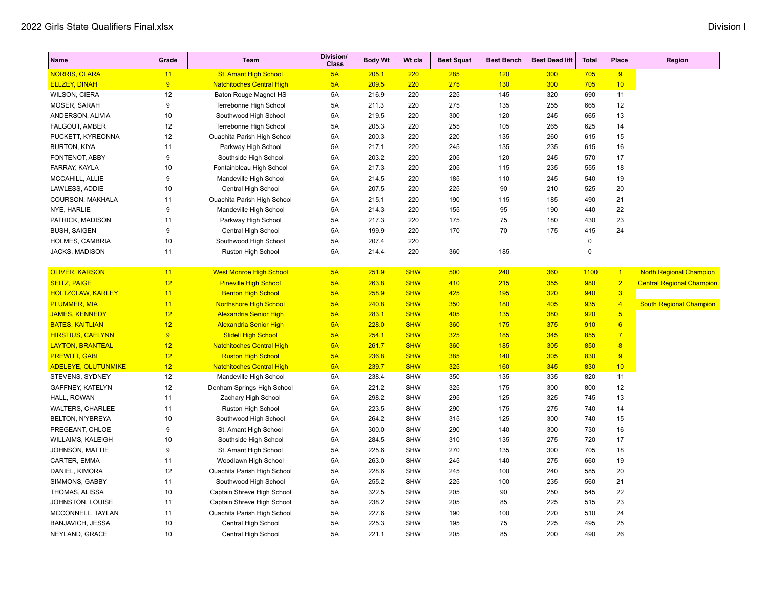| Name | Grade | Team | Division/ Class | Body Wt | Wt cls | Best Squat | Best Bench | Best Dead lift | Total | Place | Region |
|---|---|---|---|---|---|---|---|---|---|---|---|
| NORRIS, CLARA | 11 | St. Amant High School | 5A | 205.1 | 220 | 285 | 120 | 300 | 705 | 9 | |
| ELLZEY, DINAH | 9 | Natchitoches Central High | 5A | 209.5 | 220 | 275 | 130 | 300 | 705 | 10 | |
| WILSON, CIERA | 12 | Baton Rouge Magnet HS | 5A | 216.9 | 220 | 225 | 145 | 320 | 690 | 11 | |
| MOSER, SARAH | 9 | Terrebonne High School | 5A | 211.3 | 220 | 275 | 135 | 255 | 665 | 12 | |
| ANDERSON, ALIVIA | 10 | Southwood High School | 5A | 219.5 | 220 | 300 | 120 | 245 | 665 | 13 | |
| FALGOUT, AMBER | 12 | Terrebonne High School | 5A | 205.3 | 220 | 255 | 105 | 265 | 625 | 14 | |
| PUCKETT, KYREONNA | 12 | Ouachita Parish High School | 5A | 200.3 | 220 | 220 | 135 | 260 | 615 | 15 | |
| BURTON, KIYA | 11 | Parkway High School | 5A | 217.1 | 220 | 245 | 135 | 235 | 615 | 16 | |
| FONTENOT, ABBY | 9 | Southside High School | 5A | 203.2 | 220 | 205 | 120 | 245 | 570 | 17 | |
| FARRAY, KAYLA | 10 | Fontainbleau High School | 5A | 217.3 | 220 | 205 | 115 | 235 | 555 | 18 | |
| MCCAHILL, ALLIE | 9 | Mandeville High School | 5A | 214.5 | 220 | 185 | 110 | 245 | 540 | 19 | |
| LAWLESS, ADDIE | 10 | Central High School | 5A | 207.5 | 220 | 225 | 90 | 210 | 525 | 20 | |
| COURSON, MAKHALA | 11 | Ouachita Parish High School | 5A | 215.1 | 220 | 190 | 115 | 185 | 490 | 21 | |
| NYE, HARLIE | 9 | Mandeville High School | 5A | 214.3 | 220 | 155 | 95 | 190 | 440 | 22 | |
| PATRICK, MADISON | 11 | Parkway High School | 5A | 217.3 | 220 | 175 | 75 | 180 | 430 | 23 | |
| BUSH, SAIGEN | 9 | Central High School | 5A | 199.9 | 220 | 170 | 70 | 175 | 415 | 24 | |
| HOLMES, CAMBRIA | 10 | Southwood High School | 5A | 207.4 | 220 | | | | 0 | | |
| JACKS, MADISON | 11 | Ruston High School | 5A | 214.4 | 220 | 360 | 185 | | 0 | | |
| | | | | | | | | | | | |
| OLIVER, KARSON | 11 | West Monroe High School | 5A | 251.9 | SHW | 500 | 240 | 360 | 1100 | 1 | North Regional Champion |
| SEITZ, PAIGE | 12 | Pineville High School | 5A | 263.8 | SHW | 410 | 215 | 355 | 980 | 2 | Central Regional Champion |
| HOLTZCLAW, KARLEY | 11 | Benton High School | 5A | 258.9 | SHW | 425 | 195 | 320 | 940 | 3 | |
| PLUMMER, MIA | 11 | Northshore High School | 5A | 240.8 | SHW | 350 | 180 | 405 | 935 | 4 | South Regional Champion |
| JAMES, KENNEDY | 12 | Alexandria Senior High | 5A | 283.1 | SHW | 405 | 135 | 380 | 920 | 5 | |
| BATES, KAITLIAN | 12 | Alexandria Senior High | 5A | 228.0 | SHW | 360 | 175 | 375 | 910 | 6 | |
| HIRSTIUS, CAELYNN | 9 | Slidell High School | 5A | 254.1 | SHW | 325 | 185 | 345 | 855 | 7 | |
| LAYTON, BRANTEAL | 12 | Natchitoches Central High | 5A | 261.7 | SHW | 360 | 185 | 305 | 850 | 8 | |
| PREWITT, GABI | 12 | Ruston High School | 5A | 236.8 | SHW | 385 | 140 | 305 | 830 | 9 | |
| ADELEYE, OLUTUNMIKE | 12 | Natchitoches Central High | 5A | 239.7 | SHW | 325 | 160 | 345 | 830 | 10 | |
| STEVENS, SYDNEY | 12 | Mandeville High School | 5A | 238.4 | SHW | 350 | 135 | 335 | 820 | 11 | |
| GAFFNEY, KATELYN | 12 | Denham Springs High School | 5A | 221.2 | SHW | 325 | 175 | 300 | 800 | 12 | |
| HALL, ROWAN | 11 | Zachary High School | 5A | 298.2 | SHW | 295 | 125 | 325 | 745 | 13 | |
| WALTERS, CHARLEE | 11 | Ruston High School | 5A | 223.5 | SHW | 290 | 175 | 275 | 740 | 14 | |
| BELTON, N'YBREYA | 10 | Southwood High School | 5A | 264.2 | SHW | 315 | 125 | 300 | 740 | 15 | |
| PREGEANT, CHLOE | 9 | St. Amant High School | 5A | 300.0 | SHW | 290 | 140 | 300 | 730 | 16 | |
| WILLAIMS, KALEIGH | 10 | Southside High School | 5A | 284.5 | SHW | 310 | 135 | 275 | 720 | 17 | |
| JOHNSON, MATTIE | 9 | St. Amant High School | 5A | 225.6 | SHW | 270 | 135 | 300 | 705 | 18 | |
| CARTER, EMMA | 11 | Woodlawn High School | 5A | 263.0 | SHW | 245 | 140 | 275 | 660 | 19 | |
| DANIEL, KIMORA | 12 | Ouachita Parish High School | 5A | 228.6 | SHW | 245 | 100 | 240 | 585 | 20 | |
| SIMMONS, GABBY | 11 | Southwood High School | 5A | 255.2 | SHW | 225 | 100 | 235 | 560 | 21 | |
| THOMAS, ALISSA | 10 | Captain Shreve High School | 5A | 322.5 | SHW | 205 | 90 | 250 | 545 | 22 | |
| JOHNSTON, LOUISE | 11 | Captain Shreve High School | 5A | 238.2 | SHW | 205 | 85 | 225 | 515 | 23 | |
| MCCONNELL, TAYLAN | 11 | Ouachita Parish High School | 5A | 227.6 | SHW | 190 | 100 | 220 | 510 | 24 | |
| BANJAVICH, JESSA | 10 | Central High School | 5A | 225.3 | SHW | 195 | 75 | 225 | 495 | 25 | |
| NEYLAND, GRACE | 10 | Central High School | 5A | 221.1 | SHW | 205 | 85 | 200 | 490 | 26 | |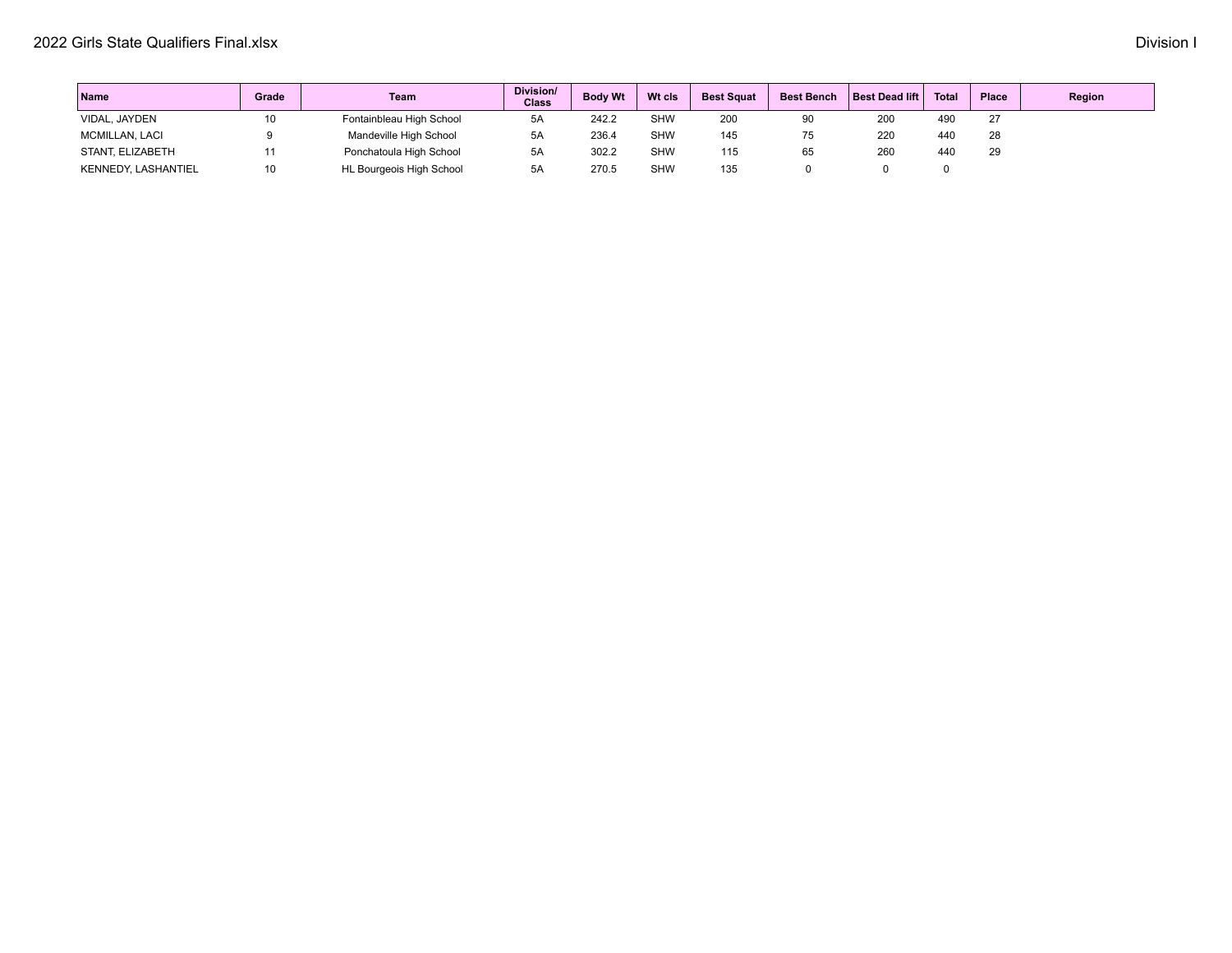| Name | Grade | Team | Division/ Class | Body Wt | Wt cls | Best Squat | Best Bench | Best Dead lift | Total | Place | Region |
|---|---|---|---|---|---|---|---|---|---|---|---|
| VIDAL, JAYDEN | 10 | Fontainbleau High School | 5A | 242.2 | SHW | 200 | 90 | 200 | 490 | 27 | |
| MCMILLAN, LACI | 9 | Mandeville High School | 5A | 236.4 | SHW | 145 | 75 | 220 | 440 | 28 | |
| STANT, ELIZABETH | 11 | Ponchatoula High School | 5A | 302.2 | SHW | 115 | 65 | 260 | 440 | 29 | |
| KENNEDY, LASHANTIEL | 10 | HL Bourgeois High School | 5A | 270.5 | SHW | 135 | 0 | 0 | 0 | | |